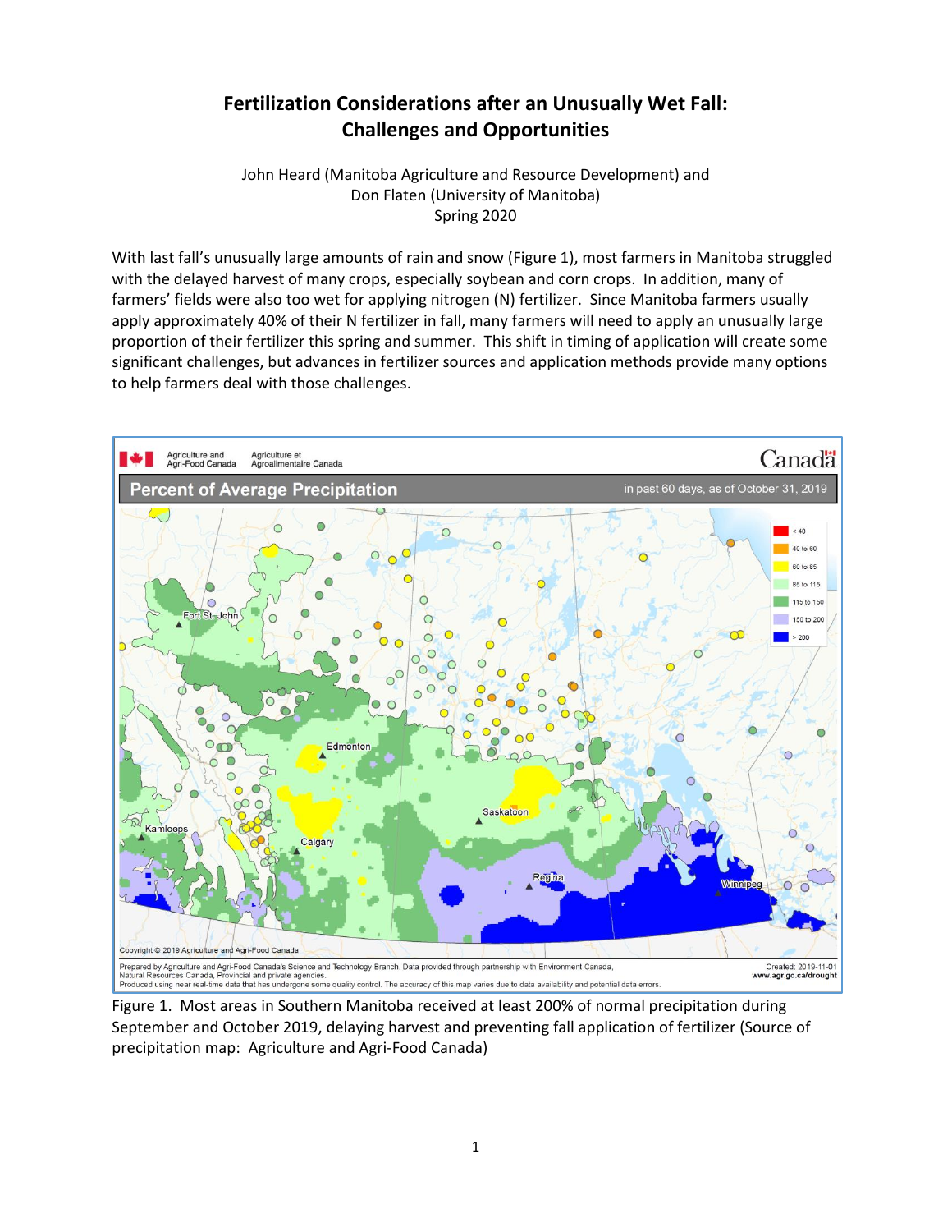# Fertilization Considerations after an Unusually Wet Fall: Challenges and Opportunities

John Heard (Manitoba Agriculture and Resource Development) and
Don Flaten (University of Manitoba)
Spring 2020

With last fall's unusually large amounts of rain and snow (Figure 1), most farmers in Manitoba struggled with the delayed harvest of many crops, especially soybean and corn crops. In addition, many of farmers' fields were also too wet for applying nitrogen (N) fertilizer. Since Manitoba farmers usually apply approximately 40% of their N fertilizer in fall, many farmers will need to apply an unusually large proportion of their fertilizer this spring and summer. This shift in timing of application will create some significant challenges, but advances in fertilizer sources and application methods provide many options to help farmers deal with those challenges.

Figure 1. Most areas in Southern Manitoba received at least 200% of normal precipitation during September and October 2019, delaying harvest and preventing fall application of fertilizer (Source of precipitation map: Agriculture and Agri-Food Canada)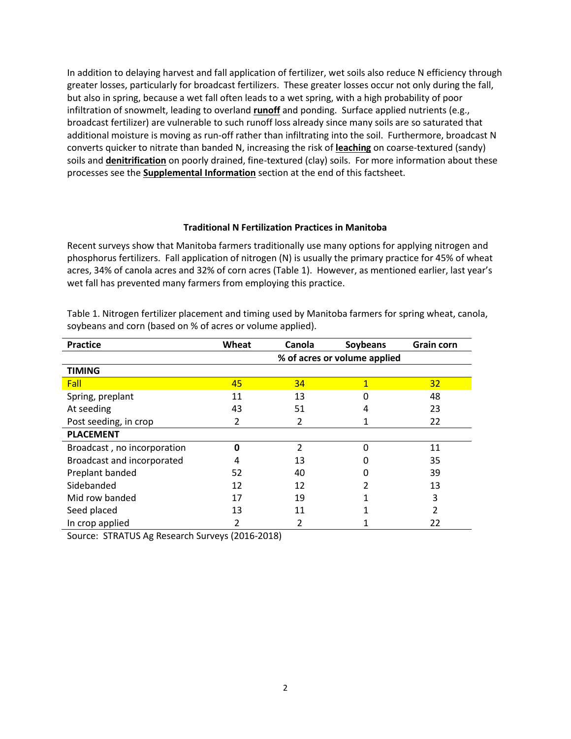In addition to delaying harvest and fall application of fertilizer, wet soils also reduce N efficiency through greater losses, particularly for broadcast fertilizers. These greater losses occur not only during the fall, but also in spring, because a wet fall often leads to a wet spring, with a high probability of poor infiltration of snowmelt, leading to overland **runoff** and ponding. Surface applied nutrients (e.g., broadcast fertilizer) are vulnerable to such runoff loss already since many soils are so saturated that additional moisture is moving as run-off rather than infiltrating into the soil. Furthermore, broadcast N converts quicker to nitrate than banded N, increasing the risk of **leaching** on coarse-textured (sandy) soils and **denitrification** on poorly drained, fine-textured (clay) soils. For more information about these processes see the **Supplemental Information** section at the end of this factsheet.

### Traditional N Fertilization Practices in Manitoba

Recent surveys show that Manitoba farmers traditionally use many options for applying nitrogen and phosphorus fertilizers. Fall application of nitrogen (N) is usually the primary practice for 45% of wheat acres, 34% of canola acres and 32% of corn acres (Table 1). However, as mentioned earlier, last year's wet fall has prevented many farmers from employing this practice.

Table 1. Nitrogen fertilizer placement and timing used by Manitoba farmers for spring wheat, canola, soybeans and corn (based on % of acres or volume applied).

| Practice | Wheat | Canola | Soybeans | Grain corn |
|---|---|---|---|---|
| | % of acres or volume applied | | | |
| **TIMING** | | | | |
| Fall | 45 | 34 | 1 | 32 |
| Spring, preplant | 11 | 13 | 0 | 48 |
| At seeding | 43 | 51 | 4 | 23 |
| Post seeding, in crop | 2 | 2 | 1 | 22 |
| **PLACEMENT** | | | | |
| Broadcast , no incorporation | **0** | 2 | 0 | 11 |
| Broadcast and incorporated | 4 | 13 | 0 | 35 |
| Preplant banded | 52 | 40 | 0 | 39 |
| Sidebanded | 12 | 12 | 2 | 13 |
| Mid row banded | 17 | 19 | 1 | 3 |
| Seed placed | 13 | 11 | 1 | 2 |
| In crop applied | 2 | 2 | 1 | 22 |

Source: STRATUS Ag Research Surveys (2016-2018)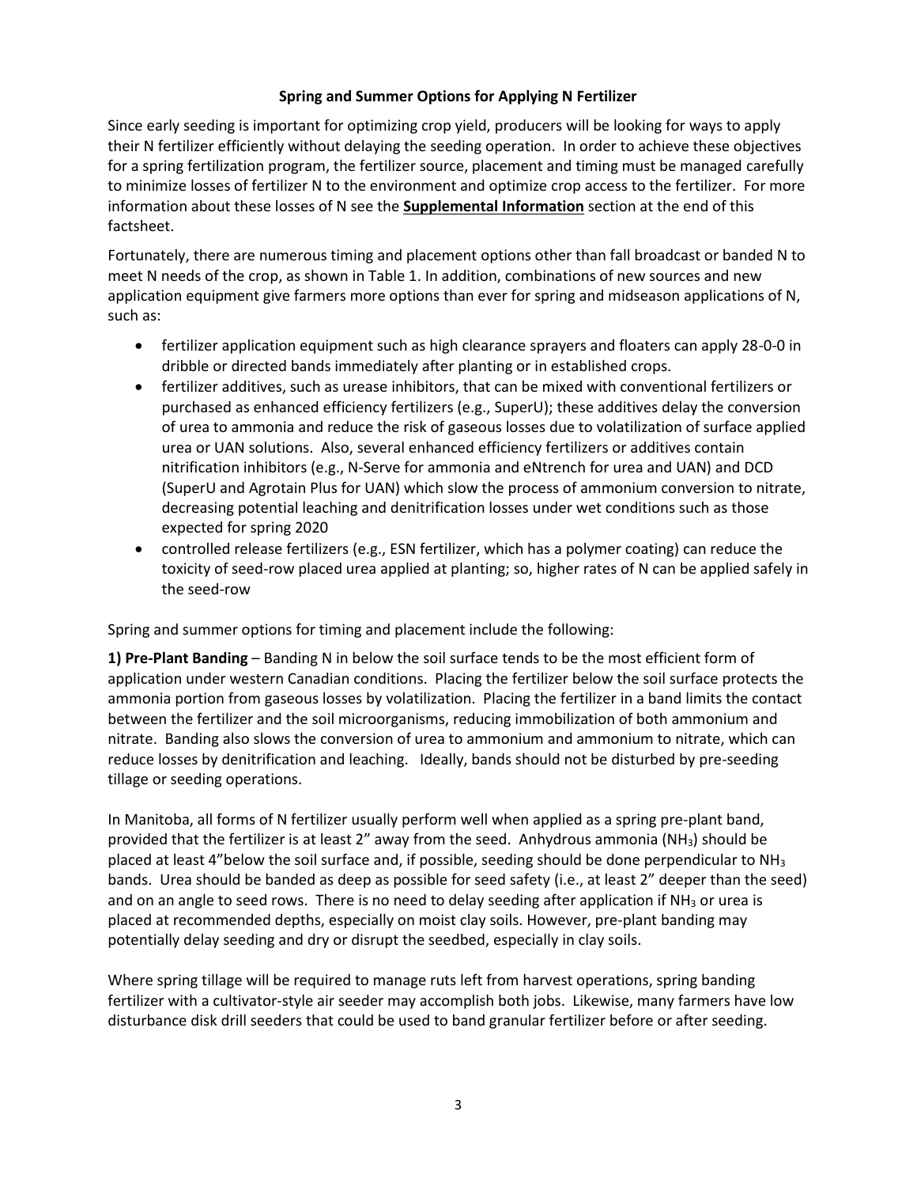## Spring and Summer Options for Applying N Fertilizer

Since early seeding is important for optimizing crop yield, producers will be looking for ways to apply their N fertilizer efficiently without delaying the seeding operation. In order to achieve these objectives for a spring fertilization program, the fertilizer source, placement and timing must be managed carefully to minimize losses of fertilizer N to the environment and optimize crop access to the fertilizer. For more information about these losses of N see the **Supplemental Information** section at the end of this factsheet.

Fortunately, there are numerous timing and placement options other than fall broadcast or banded N to meet N needs of the crop, as shown in Table 1. In addition, combinations of new sources and new application equipment give farmers more options than ever for spring and midseason applications of N, such as:

- fertilizer application equipment such as high clearance sprayers and floaters can apply 28-0-0 in dribble or directed bands immediately after planting or in established crops.
- fertilizer additives, such as urease inhibitors, that can be mixed with conventional fertilizers or purchased as enhanced efficiency fertilizers (e.g., SuperU); these additives delay the conversion of urea to ammonia and reduce the risk of gaseous losses due to volatilization of surface applied urea or UAN solutions. Also, several enhanced efficiency fertilizers or additives contain nitrification inhibitors (e.g., N-Serve for ammonia and eNtrench for urea and UAN) and DCD (SuperU and Agrotain Plus for UAN) which slow the process of ammonium conversion to nitrate, decreasing potential leaching and denitrification losses under wet conditions such as those expected for spring 2020
- controlled release fertilizers (e.g., ESN fertilizer, which has a polymer coating) can reduce the toxicity of seed-row placed urea applied at planting; so, higher rates of N can be applied safely in the seed-row

Spring and summer options for timing and placement include the following:

**1) Pre-Plant Banding** – Banding N in below the soil surface tends to be the most efficient form of application under western Canadian conditions. Placing the fertilizer below the soil surface protects the ammonia portion from gaseous losses by volatilization. Placing the fertilizer in a band limits the contact between the fertilizer and the soil microorganisms, reducing immobilization of both ammonium and nitrate. Banding also slows the conversion of urea to ammonium and ammonium to nitrate, which can reduce losses by denitrification and leaching. Ideally, bands should not be disturbed by pre-seeding tillage or seeding operations.

In Manitoba, all forms of N fertilizer usually perform well when applied as a spring pre-plant band, provided that the fertilizer is at least 2" away from the seed. Anhydrous ammonia ($NH_3$) should be placed at least 4"below the soil surface and, if possible, seeding should be done perpendicular to $NH_3$ bands. Urea should be banded as deep as possible for seed safety (i.e., at least 2" deeper than the seed) and on an angle to seed rows. There is no need to delay seeding after application if $NH_3$ or urea is placed at recommended depths, especially on moist clay soils. However, pre-plant banding may potentially delay seeding and dry or disrupt the seedbed, especially in clay soils.

Where spring tillage will be required to manage ruts left from harvest operations, spring banding fertilizer with a cultivator-style air seeder may accomplish both jobs. Likewise, many farmers have low disturbance disk drill seeders that could be used to band granular fertilizer before or after seeding.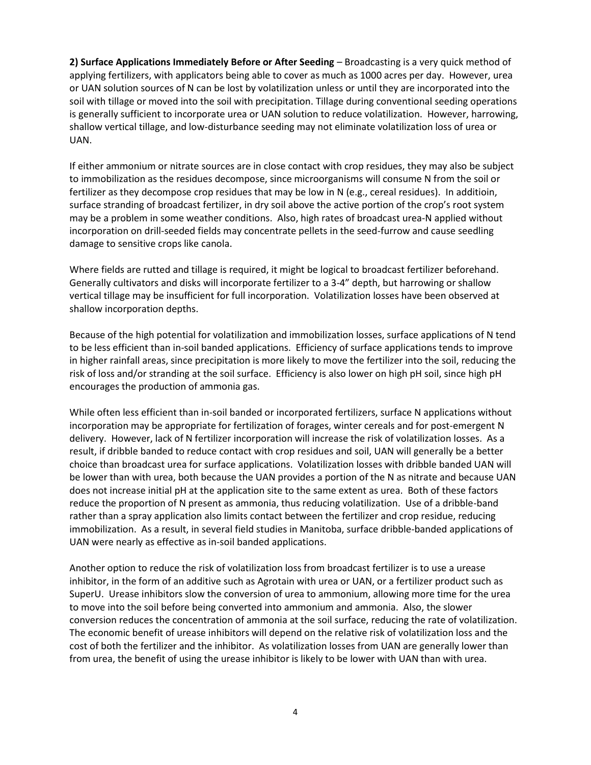**2) Surface Applications Immediately Before or After Seeding** – Broadcasting is a very quick method of applying fertilizers, with applicators being able to cover as much as 1000 acres per day. However, urea or UAN solution sources of N can be lost by volatilization unless or until they are incorporated into the soil with tillage or moved into the soil with precipitation. Tillage during conventional seeding operations is generally sufficient to incorporate urea or UAN solution to reduce volatilization. However, harrowing, shallow vertical tillage, and low-disturbance seeding may not eliminate volatilization loss of urea or UAN.

If either ammonium or nitrate sources are in close contact with crop residues, they may also be subject to immobilization as the residues decompose, since microorganisms will consume N from the soil or fertilizer as they decompose crop residues that may be low in N (e.g., cereal residues). In additioin, surface stranding of broadcast fertilizer, in dry soil above the active portion of the crop's root system may be a problem in some weather conditions. Also, high rates of broadcast urea-N applied without incorporation on drill-seeded fields may concentrate pellets in the seed-furrow and cause seedling damage to sensitive crops like canola.

Where fields are rutted and tillage is required, it might be logical to broadcast fertilizer beforehand. Generally cultivators and disks will incorporate fertilizer to a 3-4" depth, but harrowing or shallow vertical tillage may be insufficient for full incorporation. Volatilization losses have been observed at shallow incorporation depths.

Because of the high potential for volatilization and immobilization losses, surface applications of N tend to be less efficient than in-soil banded applications. Efficiency of surface applications tends to improve in higher rainfall areas, since precipitation is more likely to move the fertilizer into the soil, reducing the risk of loss and/or stranding at the soil surface. Efficiency is also lower on high pH soil, since high pH encourages the production of ammonia gas.

While often less efficient than in-soil banded or incorporated fertilizers, surface N applications without incorporation may be appropriate for fertilization of forages, winter cereals and for post-emergent N delivery. However, lack of N fertilizer incorporation will increase the risk of volatilization losses. As a result, if dribble banded to reduce contact with crop residues and soil, UAN will generally be a better choice than broadcast urea for surface applications. Volatilization losses with dribble banded UAN will be lower than with urea, both because the UAN provides a portion of the N as nitrate and because UAN does not increase initial pH at the application site to the same extent as urea. Both of these factors reduce the proportion of N present as ammonia, thus reducing volatilization. Use of a dribble-band rather than a spray application also limits contact between the fertilizer and crop residue, reducing immobilization. As a result, in several field studies in Manitoba, surface dribble-banded applications of UAN were nearly as effective as in-soil banded applications.

Another option to reduce the risk of volatilization loss from broadcast fertilizer is to use a urease inhibitor, in the form of an additive such as Agrotain with urea or UAN, or a fertilizer product such as SuperU. Urease inhibitors slow the conversion of urea to ammonium, allowing more time for the urea to move into the soil before being converted into ammonium and ammonia. Also, the slower conversion reduces the concentration of ammonia at the soil surface, reducing the rate of volatilization. The economic benefit of urease inhibitors will depend on the relative risk of volatilization loss and the cost of both the fertilizer and the inhibitor. As volatilization losses from UAN are generally lower than from urea, the benefit of using the urease inhibitor is likely to be lower with UAN than with urea.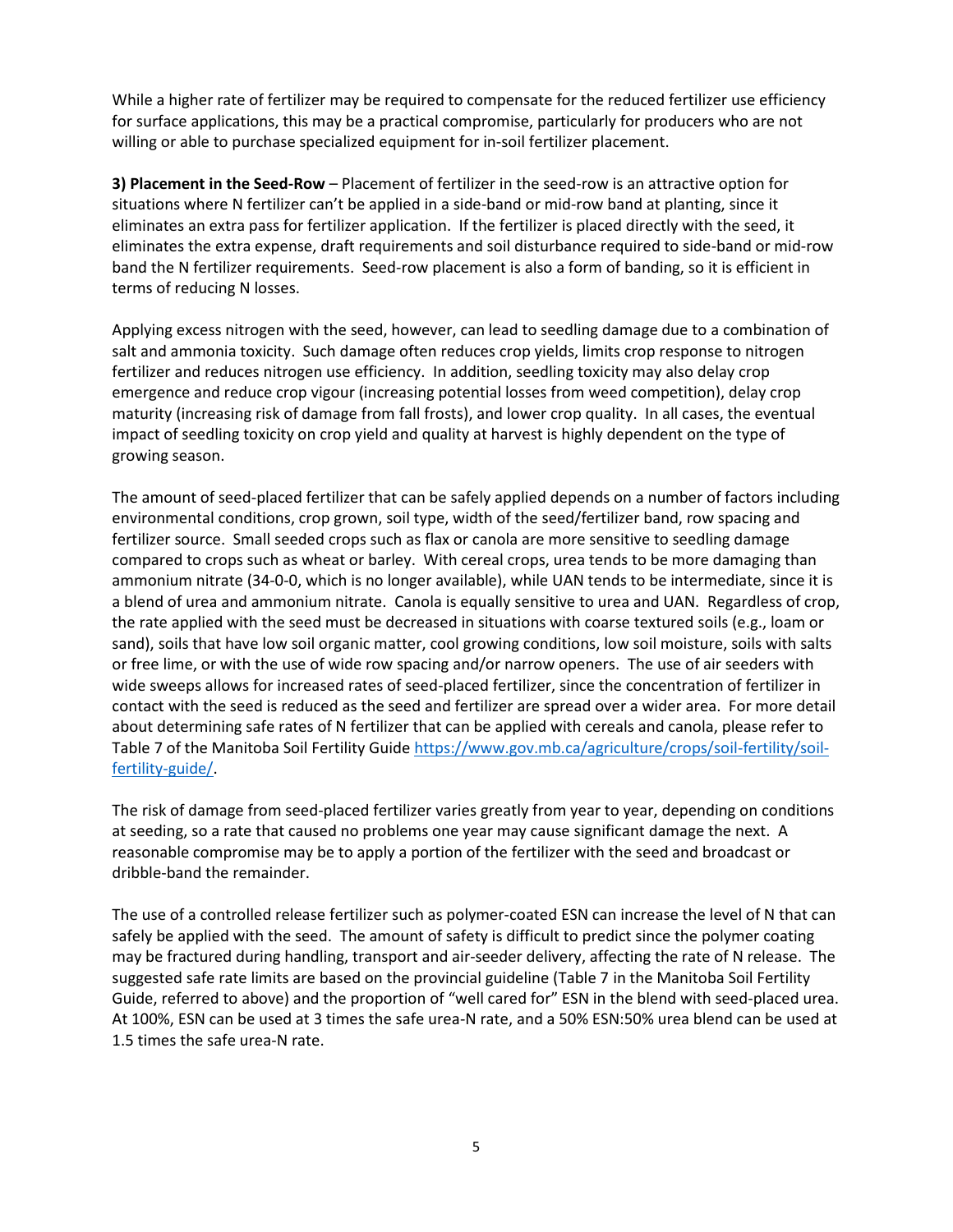While a higher rate of fertilizer may be required to compensate for the reduced fertilizer use efficiency for surface applications, this may be a practical compromise, particularly for producers who are not willing or able to purchase specialized equipment for in-soil fertilizer placement.

**3) Placement in the Seed-Row** – Placement of fertilizer in the seed-row is an attractive option for situations where N fertilizer can't be applied in a side-band or mid-row band at planting, since it eliminates an extra pass for fertilizer application. If the fertilizer is placed directly with the seed, it eliminates the extra expense, draft requirements and soil disturbance required to side-band or mid-row band the N fertilizer requirements. Seed-row placement is also a form of banding, so it is efficient in terms of reducing N losses.

Applying excess nitrogen with the seed, however, can lead to seedling damage due to a combination of salt and ammonia toxicity. Such damage often reduces crop yields, limits crop response to nitrogen fertilizer and reduces nitrogen use efficiency. In addition, seedling toxicity may also delay crop emergence and reduce crop vigour (increasing potential losses from weed competition), delay crop maturity (increasing risk of damage from fall frosts), and lower crop quality. In all cases, the eventual impact of seedling toxicity on crop yield and quality at harvest is highly dependent on the type of growing season.

The amount of seed-placed fertilizer that can be safely applied depends on a number of factors including environmental conditions, crop grown, soil type, width of the seed/fertilizer band, row spacing and fertilizer source. Small seeded crops such as flax or canola are more sensitive to seedling damage compared to crops such as wheat or barley. With cereal crops, urea tends to be more damaging than ammonium nitrate (34-0-0, which is no longer available), while UAN tends to be intermediate, since it is a blend of urea and ammonium nitrate. Canola is equally sensitive to urea and UAN. Regardless of crop, the rate applied with the seed must be decreased in situations with coarse textured soils (e.g., loam or sand), soils that have low soil organic matter, cool growing conditions, low soil moisture, soils with salts or free lime, or with the use of wide row spacing and/or narrow openers. The use of air seeders with wide sweeps allows for increased rates of seed-placed fertilizer, since the concentration of fertilizer in contact with the seed is reduced as the seed and fertilizer are spread over a wider area. For more detail about determining safe rates of N fertilizer that can be applied with cereals and canola, please refer to Table 7 of the Manitoba Soil Fertility Guide https://www.gov.mb.ca/agriculture/crops/soil-fertility/soil-fertility-guide/.

The risk of damage from seed-placed fertilizer varies greatly from year to year, depending on conditions at seeding, so a rate that caused no problems one year may cause significant damage the next. A reasonable compromise may be to apply a portion of the fertilizer with the seed and broadcast or dribble-band the remainder.

The use of a controlled release fertilizer such as polymer-coated ESN can increase the level of N that can safely be applied with the seed. The amount of safety is difficult to predict since the polymer coating may be fractured during handling, transport and air-seeder delivery, affecting the rate of N release. The suggested safe rate limits are based on the provincial guideline (Table 7 in the Manitoba Soil Fertility Guide, referred to above) and the proportion of "well cared for" ESN in the blend with seed-placed urea. At 100%, ESN can be used at 3 times the safe urea-N rate, and a 50% ESN:50% urea blend can be used at 1.5 times the safe urea-N rate.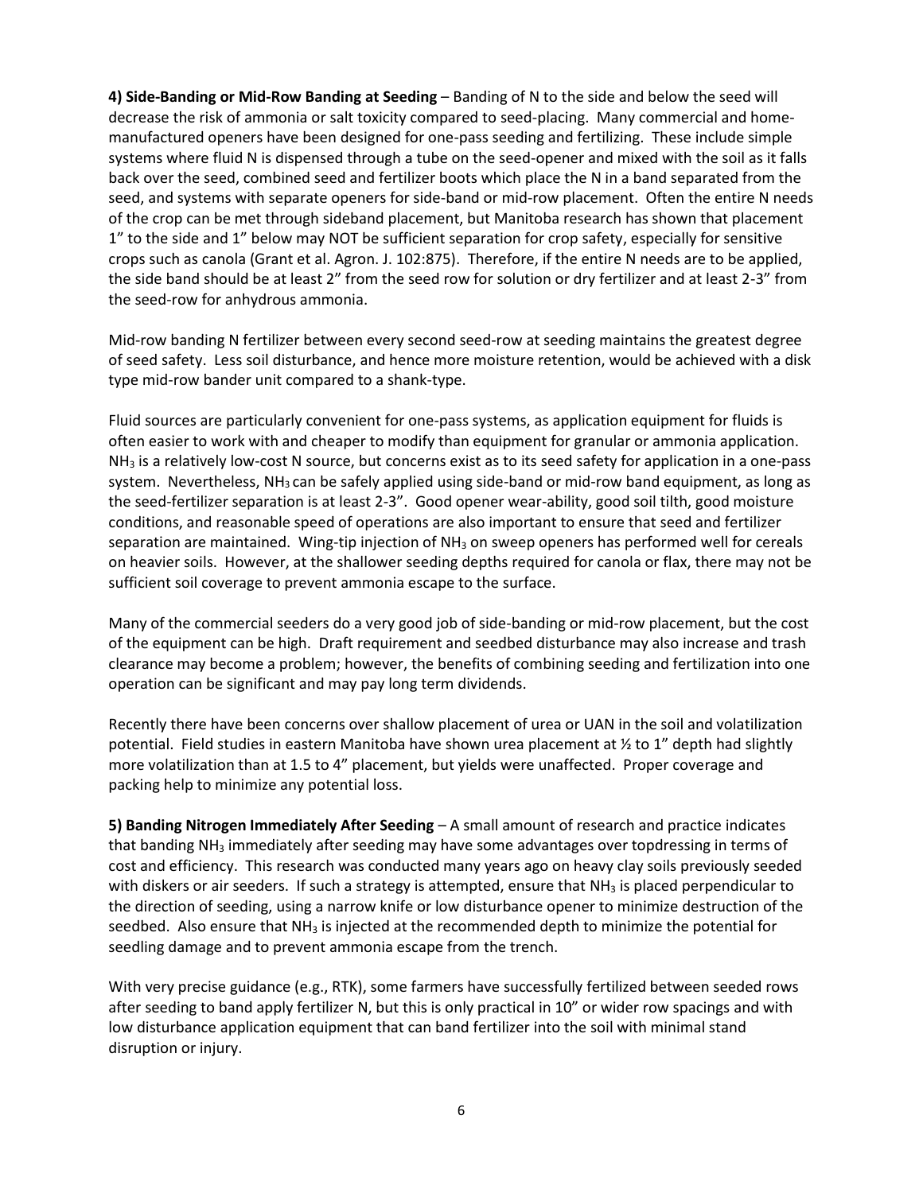**4) Side-Banding or Mid-Row Banding at Seeding** – Banding of N to the side and below the seed will decrease the risk of ammonia or salt toxicity compared to seed-placing. Many commercial and home-manufactured openers have been designed for one-pass seeding and fertilizing. These include simple systems where fluid N is dispensed through a tube on the seed-opener and mixed with the soil as it falls back over the seed, combined seed and fertilizer boots which place the N in a band separated from the seed, and systems with separate openers for side-band or mid-row placement. Often the entire N needs of the crop can be met through sideband placement, but Manitoba research has shown that placement 1" to the side and 1" below may NOT be sufficient separation for crop safety, especially for sensitive crops such as canola (Grant et al. Agron. J. 102:875). Therefore, if the entire N needs are to be applied, the side band should be at least 2" from the seed row for solution or dry fertilizer and at least 2-3" from the seed-row for anhydrous ammonia.

Mid-row banding N fertilizer between every second seed-row at seeding maintains the greatest degree of seed safety. Less soil disturbance, and hence more moisture retention, would be achieved with a disk type mid-row bander unit compared to a shank-type.

Fluid sources are particularly convenient for one-pass systems, as application equipment for fluids is often easier to work with and cheaper to modify than equipment for granular or ammonia application. $NH_3$ is a relatively low-cost N source, but concerns exist as to its seed safety for application in a one-pass system. Nevertheless, $NH_3$ can be safely applied using side-band or mid-row band equipment, as long as the seed-fertilizer separation is at least 2-3". Good opener wear-ability, good soil tilth, good moisture conditions, and reasonable speed of operations are also important to ensure that seed and fertilizer separation are maintained. Wing-tip injection of $NH_3$ on sweep openers has performed well for cereals on heavier soils. However, at the shallower seeding depths required for canola or flax, there may not be sufficient soil coverage to prevent ammonia escape to the surface.

Many of the commercial seeders do a very good job of side-banding or mid-row placement, but the cost of the equipment can be high. Draft requirement and seedbed disturbance may also increase and trash clearance may become a problem; however, the benefits of combining seeding and fertilization into one operation can be significant and may pay long term dividends.

Recently there have been concerns over shallow placement of urea or UAN in the soil and volatilization potential. Field studies in eastern Manitoba have shown urea placement at ½ to 1" depth had slightly more volatilization than at 1.5 to 4" placement, but yields were unaffected. Proper coverage and packing help to minimize any potential loss.

**5) Banding Nitrogen Immediately After Seeding** – A small amount of research and practice indicates that banding $NH_3$ immediately after seeding may have some advantages over topdressing in terms of cost and efficiency. This research was conducted many years ago on heavy clay soils previously seeded with diskers or air seeders. If such a strategy is attempted, ensure that $NH_3$ is placed perpendicular to the direction of seeding, using a narrow knife or low disturbance opener to minimize destruction of the seedbed. Also ensure that $NH_3$ is injected at the recommended depth to minimize the potential for seedling damage and to prevent ammonia escape from the trench.

With very precise guidance (e.g., RTK), some farmers have successfully fertilized between seeded rows after seeding to band apply fertilizer N, but this is only practical in 10" or wider row spacings and with low disturbance application equipment that can band fertilizer into the soil with minimal stand disruption or injury.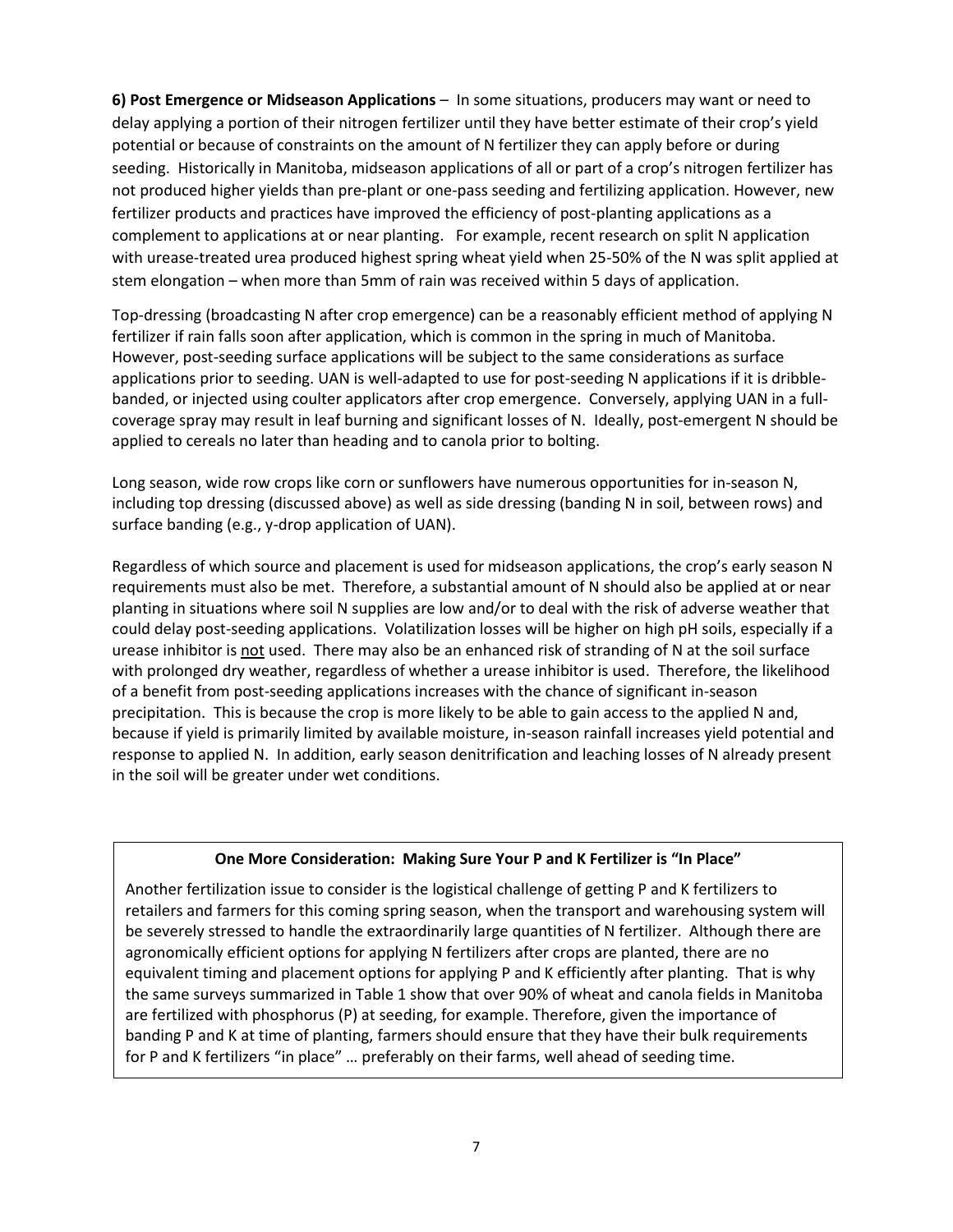**6) Post Emergence or Midseason Applications** – In some situations, producers may want or need to delay applying a portion of their nitrogen fertilizer until they have better estimate of their crop's yield potential or because of constraints on the amount of N fertilizer they can apply before or during seeding. Historically in Manitoba, midseason applications of all or part of a crop's nitrogen fertilizer has not produced higher yields than pre-plant or one-pass seeding and fertilizing application. However, new fertilizer products and practices have improved the efficiency of post-planting applications as a complement to applications at or near planting. For example, recent research on split N application with urease-treated urea produced highest spring wheat yield when 25-50% of the N was split applied at stem elongation – when more than 5mm of rain was received within 5 days of application.

Top-dressing (broadcasting N after crop emergence) can be a reasonably efficient method of applying N fertilizer if rain falls soon after application, which is common in the spring in much of Manitoba. However, post-seeding surface applications will be subject to the same considerations as surface applications prior to seeding. UAN is well-adapted to use for post-seeding N applications if it is dribble-banded, or injected using coulter applicators after crop emergence. Conversely, applying UAN in a full-coverage spray may result in leaf burning and significant losses of N. Ideally, post-emergent N should be applied to cereals no later than heading and to canola prior to bolting.

Long season, wide row crops like corn or sunflowers have numerous opportunities for in-season N, including top dressing (discussed above) as well as side dressing (banding N in soil, between rows) and surface banding (e.g., y-drop application of UAN).

Regardless of which source and placement is used for midseason applications, the crop's early season N requirements must also be met. Therefore, a substantial amount of N should also be applied at or near planting in situations where soil N supplies are low and/or to deal with the risk of adverse weather that could delay post-seeding applications. Volatilization losses will be higher on high pH soils, especially if a urease inhibitor is <u>not</u> used. There may also be an enhanced risk of stranding of N at the soil surface with prolonged dry weather, regardless of whether a urease inhibitor is used. Therefore, the likelihood of a benefit from post-seeding applications increases with the chance of significant in-season precipitation. This is because the crop is more likely to be able to gain access to the applied N and, because if yield is primarily limited by available moisture, in-season rainfall increases yield potential and response to applied N. In addition, early season denitrification and leaching losses of N already present in the soil will be greater under wet conditions.

**One More Consideration: Making Sure Your P and K Fertilizer is "In Place"**

Another fertilization issue to consider is the logistical challenge of getting P and K fertilizers to retailers and farmers for this coming spring season, when the transport and warehousing system will be severely stressed to handle the extraordinarily large quantities of N fertilizer. Although there are agronomically efficient options for applying N fertilizers after crops are planted, there are no equivalent timing and placement options for applying P and K efficiently after planting. That is why the same surveys summarized in Table 1 show that over 90% of wheat and canola fields in Manitoba are fertilized with phosphorus (P) at seeding, for example. Therefore, given the importance of banding P and K at time of planting, farmers should ensure that they have their bulk requirements for P and K fertilizers "in place" … preferably on their farms, well ahead of seeding time.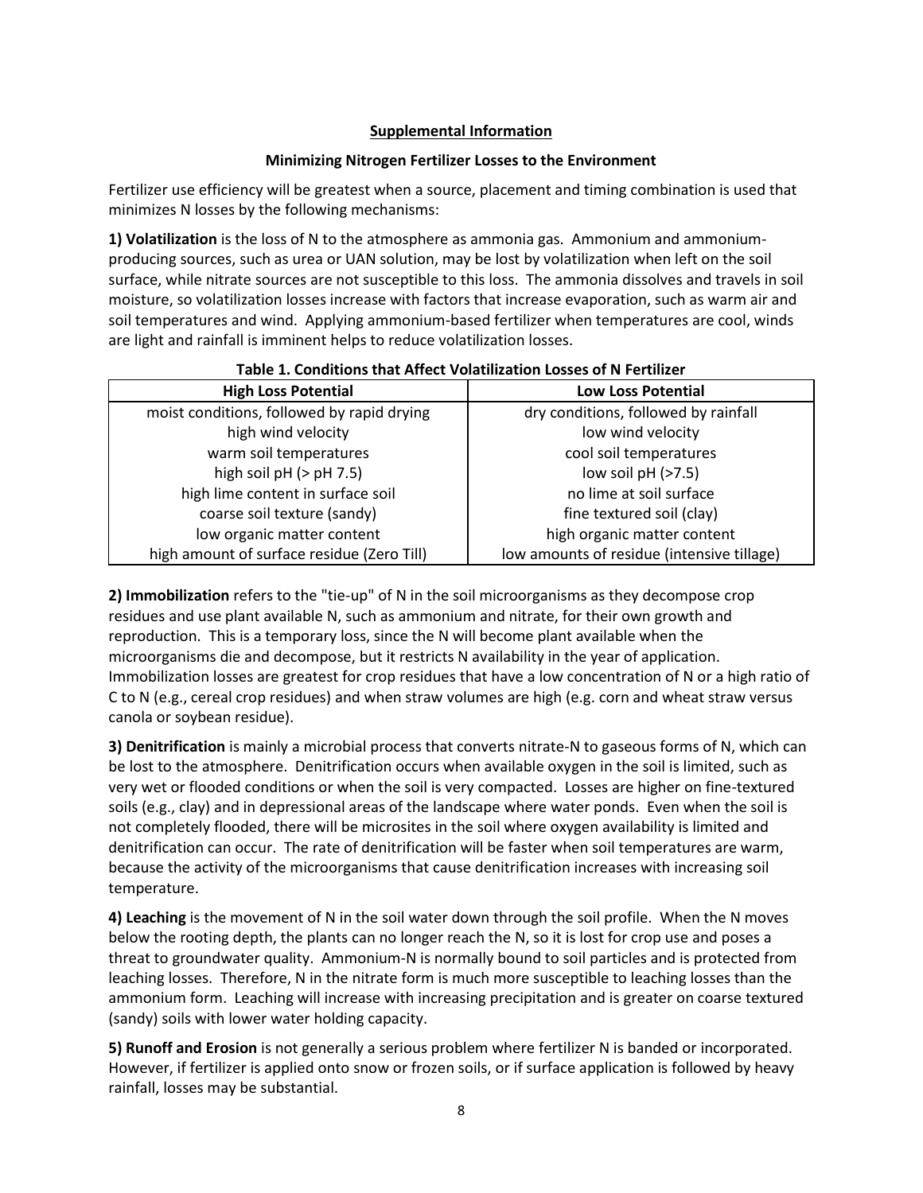## Supplemental Information

### Minimizing Nitrogen Fertilizer Losses to the Environment

Fertilizer use efficiency will be greatest when a source, placement and timing combination is used that minimizes N losses by the following mechanisms:

**1) Volatilization** is the loss of N to the atmosphere as ammonia gas. Ammonium and ammonium-producing sources, such as urea or UAN solution, may be lost by volatilization when left on the soil surface, while nitrate sources are not susceptible to this loss. The ammonia dissolves and travels in soil moisture, so volatilization losses increase with factors that increase evaporation, such as warm air and soil temperatures and wind. Applying ammonium-based fertilizer when temperatures are cool, winds are light and rainfall is imminent helps to reduce volatilization losses.

**Table 1. Conditions that Affect Volatilization Losses of N Fertilizer**

| High Loss Potential | Low Loss Potential |
|---|---|
| moist conditions, followed by rapid drying | dry conditions, followed by rainfall |
| high wind velocity | low wind velocity |
| warm soil temperatures | cool soil temperatures |
| high soil pH (> pH 7.5) | low soil pH (>7.5) |
| high lime content in surface soil | no lime at soil surface |
| coarse soil texture (sandy) | fine textured soil (clay) |
| low organic matter content | high organic matter content |
| high amount of surface residue (Zero Till) | low amounts of residue (intensive tillage) |

**2) Immobilization** refers to the "tie-up" of N in the soil microorganisms as they decompose crop residues and use plant available N, such as ammonium and nitrate, for their own growth and reproduction. This is a temporary loss, since the N will become plant available when the microorganisms die and decompose, but it restricts N availability in the year of application. Immobilization losses are greatest for crop residues that have a low concentration of N or a high ratio of C to N (e.g., cereal crop residues) and when straw volumes are high (e.g. corn and wheat straw versus canola or soybean residue).

**3) Denitrification** is mainly a microbial process that converts nitrate-N to gaseous forms of N, which can be lost to the atmosphere. Denitrification occurs when available oxygen in the soil is limited, such as very wet or flooded conditions or when the soil is very compacted. Losses are higher on fine-textured soils (e.g., clay) and in depressional areas of the landscape where water ponds. Even when the soil is not completely flooded, there will be microsites in the soil where oxygen availability is limited and denitrification can occur. The rate of denitrification will be faster when soil temperatures are warm, because the activity of the microorganisms that cause denitrification increases with increasing soil temperature.

**4) Leaching** is the movement of N in the soil water down through the soil profile. When the N moves below the rooting depth, the plants can no longer reach the N, so it is lost for crop use and poses a threat to groundwater quality. Ammonium-N is normally bound to soil particles and is protected from leaching losses. Therefore, N in the nitrate form is much more susceptible to leaching losses than the ammonium form. Leaching will increase with increasing precipitation and is greater on coarse textured (sandy) soils with lower water holding capacity.

**5) Runoff and Erosion** is not generally a serious problem where fertilizer N is banded or incorporated. However, if fertilizer is applied onto snow or frozen soils, or if surface application is followed by heavy rainfall, losses may be substantial.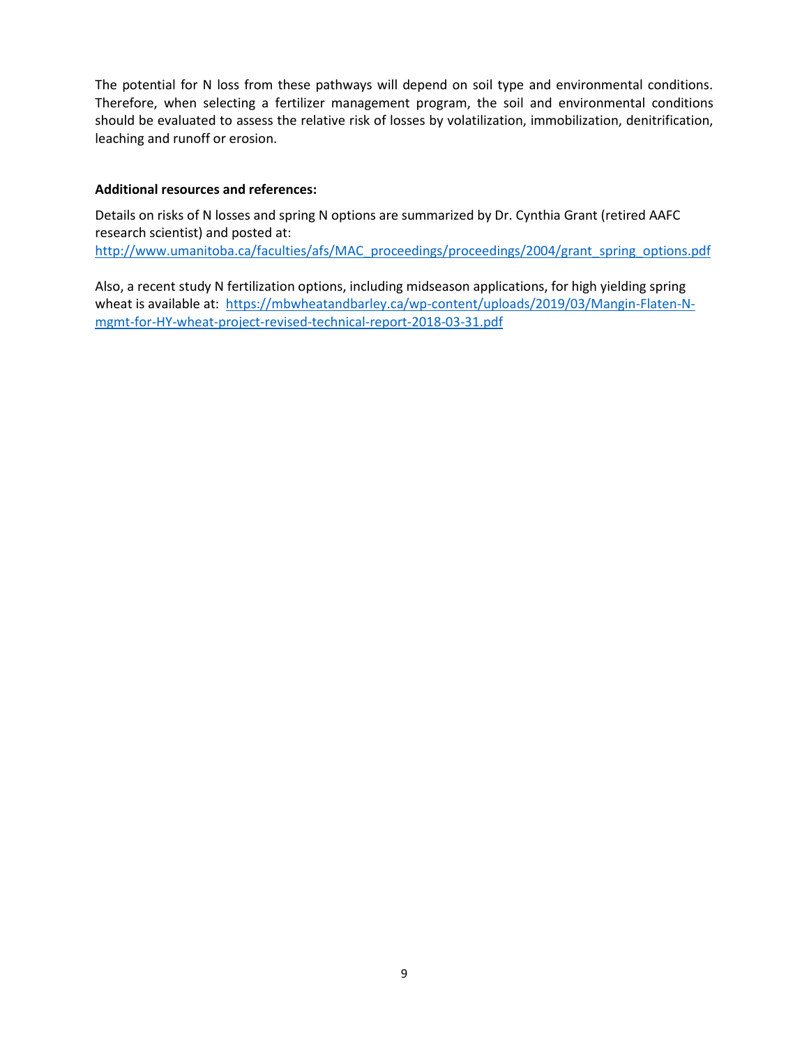The potential for N loss from these pathways will depend on soil type and environmental conditions. Therefore, when selecting a fertilizer management program, the soil and environmental conditions should be evaluated to assess the relative risk of losses by volatilization, immobilization, denitrification, leaching and runoff or erosion.

**Additional resources and references:**

Details on risks of N losses and spring N options are summarized by Dr. Cynthia Grant (retired AAFC research scientist) and posted at:
http://www.umanitoba.ca/faculties/afs/MAC_proceedings/proceedings/2004/grant_spring_options.pdf

Also, a recent study N fertilization options, including midseason applications, for high yielding spring wheat is available at: https://mbwheatandbarley.ca/wp-content/uploads/2019/03/Mangin-Flaten-N-mgmt-for-HY-wheat-project-revised-technical-report-2018-03-31.pdf